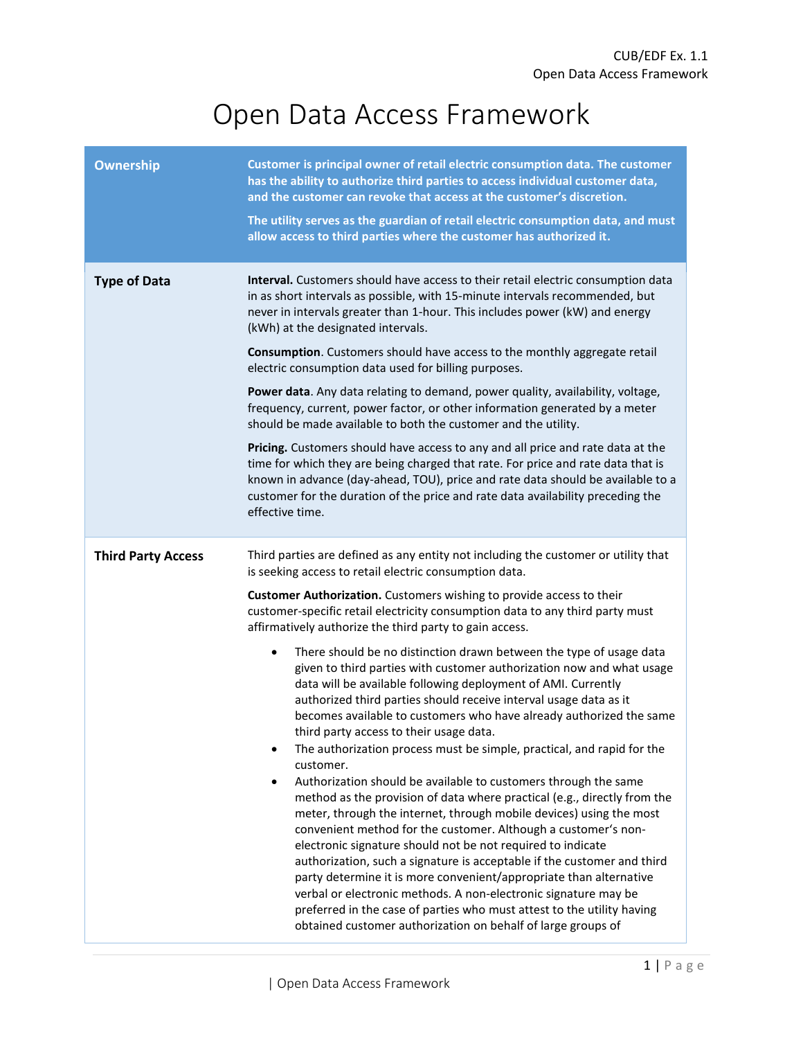# Open Data Access Framework

| | |
|---|---|
| **Ownership** | **Customer is principal owner of retail electric consumption data. The customer has the ability to authorize third parties to access individual customer data, and the customer can revoke that access at the customer's discretion.**<br><br>**The utility serves as the guardian of retail electric consumption data, and must allow access to third parties where the customer has authorized it.** |
| **Type of Data** | **Interval.** Customers should have access to their retail electric consumption data in as short intervals as possible, with 15-minute intervals recommended, but never in intervals greater than 1-hour. This includes power (kW) and energy (kWh) at the designated intervals.<br><br>**Consumption**. Customers should have access to the monthly aggregate retail electric consumption data used for billing purposes.<br><br>**Power data**. Any data relating to demand, power quality, availability, voltage, frequency, current, power factor, or other information generated by a meter should be made available to both the customer and the utility.<br><br>**Pricing.** Customers should have access to any and all price and rate data at the time for which they are being charged that rate. For price and rate data that is known in advance (day-ahead, TOU), price and rate data should be available to a customer for the duration of the price and rate data availability preceding the effective time. |
| **Third Party Access** | Third parties are defined as any entity not including the customer or utility that is seeking access to retail electric consumption data.<br><br>**Customer Authorization.** Customers wishing to provide access to their customer-specific retail electricity consumption data to any third party must affirmatively authorize the third party to gain access.<br><br>• There should be no distinction drawn between the type of usage data given to third parties with customer authorization now and what usage data will be available following deployment of AMI. Currently authorized third parties should receive interval usage data as it becomes available to customers who have already authorized the same third party access to their usage data.<br>• The authorization process must be simple, practical, and rapid for the customer.<br>• Authorization should be available to customers through the same method as the provision of data where practical (e.g., directly from the meter, through the internet, through mobile devices) using the most convenient method for the customer. Although a customer's non-electronic signature should not be not required to indicate authorization, such a signature is acceptable if the customer and third party determine it is more convenient/appropriate than alternative verbal or electronic methods. A non-electronic signature may be preferred in the case of parties who must attest to the utility having obtained customer authorization on behalf of large groups of |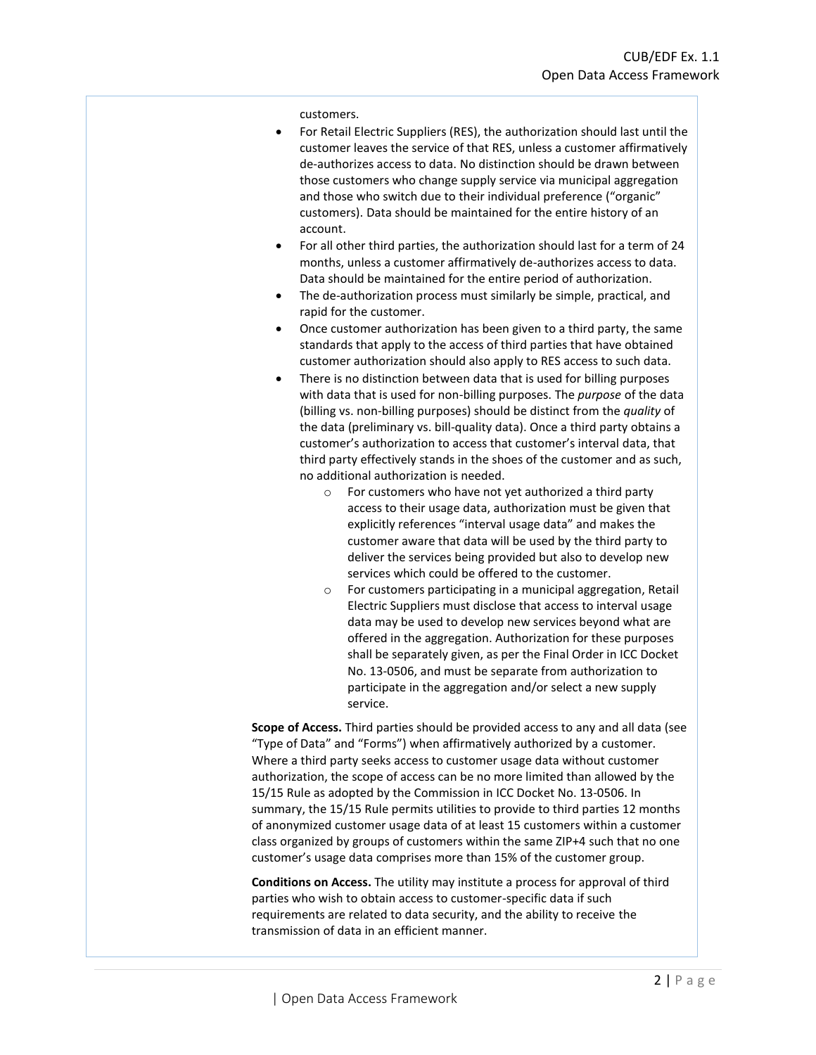customers.

- For Retail Electric Suppliers (RES), the authorization should last until the customer leaves the service of that RES, unless a customer affirmatively de-authorizes access to data. No distinction should be drawn between those customers who change supply service via municipal aggregation and those who switch due to their individual preference ("organic" customers). Data should be maintained for the entire history of an account.
- For all other third parties, the authorization should last for a term of 24 months, unless a customer affirmatively de-authorizes access to data. Data should be maintained for the entire period of authorization.
- The de-authorization process must similarly be simple, practical, and rapid for the customer.
- Once customer authorization has been given to a third party, the same standards that apply to the access of third parties that have obtained customer authorization should also apply to RES access to such data.
- There is no distinction between data that is used for billing purposes with data that is used for non-billing purposes. The *purpose* of the data (billing vs. non-billing purposes) should be distinct from the *quality* of the data (preliminary vs. bill-quality data). Once a third party obtains a customer's authorization to access that customer's interval data, that third party effectively stands in the shoes of the customer and as such, no additional authorization is needed.
  - For customers who have not yet authorized a third party access to their usage data, authorization must be given that explicitly references "interval usage data" and makes the customer aware that data will be used by the third party to deliver the services being provided but also to develop new services which could be offered to the customer.
  - For customers participating in a municipal aggregation, Retail Electric Suppliers must disclose that access to interval usage data may be used to develop new services beyond what are offered in the aggregation. Authorization for these purposes shall be separately given, as per the Final Order in ICC Docket No. 13-0506, and must be separate from authorization to participate in the aggregation and/or select a new supply service.

**Scope of Access.** Third parties should be provided access to any and all data (see "Type of Data" and "Forms") when affirmatively authorized by a customer. Where a third party seeks access to customer usage data without customer authorization, the scope of access can be no more limited than allowed by the 15/15 Rule as adopted by the Commission in ICC Docket No. 13-0506. In summary, the 15/15 Rule permits utilities to provide to third parties 12 months of anonymized customer usage data of at least 15 customers within a customer class organized by groups of customers within the same ZIP+4 such that no one customer's usage data comprises more than 15% of the customer group.

**Conditions on Access.** The utility may institute a process for approval of third parties who wish to obtain access to customer-specific data if such requirements are related to data security, and the ability to receive the transmission of data in an efficient manner.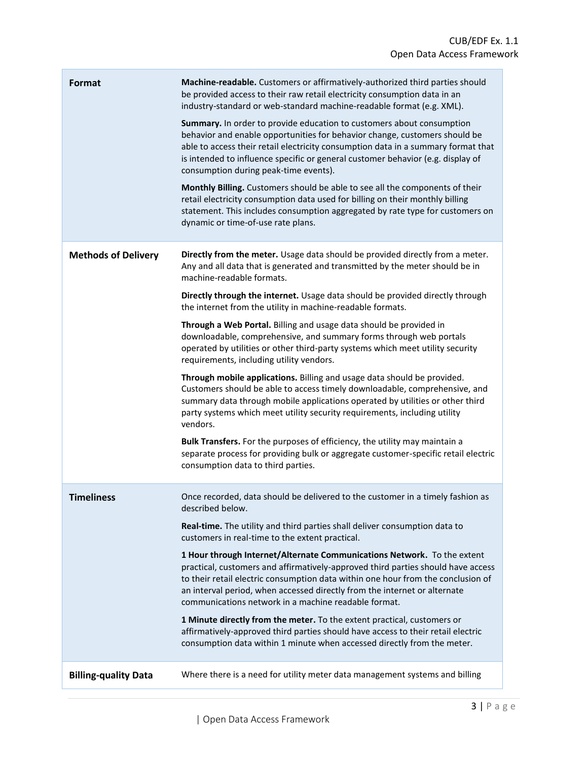| | |
|---|---|
| **Format** | **Machine-readable.** Customers or affirmatively-authorized third parties should be provided access to their raw retail electricity consumption data in an industry-standard or web-standard machine-readable format (e.g. XML).<br><br>**Summary.** In order to provide education to customers about consumption behavior and enable opportunities for behavior change, customers should be able to access their retail electricity consumption data in a summary format that is intended to influence specific or general customer behavior (e.g. display of consumption during peak-time events).<br><br>**Monthly Billing.** Customers should be able to see all the components of their retail electricity consumption data used for billing on their monthly billing statement. This includes consumption aggregated by rate type for customers on dynamic or time-of-use rate plans. |
| **Methods of Delivery** | **Directly from the meter.** Usage data should be provided directly from a meter. Any and all data that is generated and transmitted by the meter should be in machine-readable formats.<br><br>**Directly through the internet.** Usage data should be provided directly through the internet from the utility in machine-readable formats.<br><br>**Through a Web Portal.** Billing and usage data should be provided in downloadable, comprehensive, and summary forms through web portals operated by utilities or other third-party systems which meet utility security requirements, including utility vendors.<br><br>**Through mobile applications.** Billing and usage data should be provided. Customers should be able to access timely downloadable, comprehensive, and summary data through mobile applications operated by utilities or other third party systems which meet utility security requirements, including utility vendors.<br><br>**Bulk Transfers.** For the purposes of efficiency, the utility may maintain a separate process for providing bulk or aggregate customer-specific retail electric consumption data to third parties. |
| **Timeliness** | Once recorded, data should be delivered to the customer in a timely fashion as described below.<br><br>**Real-time.** The utility and third parties shall deliver consumption data to customers in real-time to the extent practical.<br><br>**1 Hour through Internet/Alternate Communications Network.** To the extent practical, customers and affirmatively-approved third parties should have access to their retail electric consumption data within one hour from the conclusion of an interval period, when accessed directly from the internet or alternate communications network in a machine readable format.<br><br>**1 Minute directly from the meter.** To the extent practical, customers or affirmatively-approved third parties should have access to their retail electric consumption data within 1 minute when accessed directly from the meter. |
| **Billing-quality Data** | Where there is a need for utility meter data management systems and billing |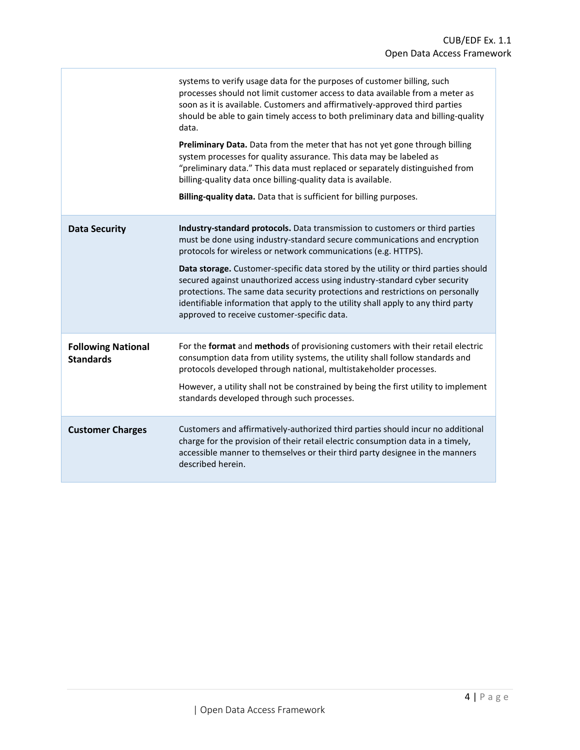| | |
|---|---|
| | systems to verify usage data for the purposes of customer billing, such processes should not limit customer access to data available from a meter as soon as it is available. Customers and affirmatively-approved third parties should be able to gain timely access to both preliminary data and billing-quality data.<br><br>**Preliminary Data.** Data from the meter that has not yet gone through billing system processes for quality assurance. This data may be labeled as "preliminary data." This data must replaced or separately distinguished from billing-quality data once billing-quality data is available.<br><br>**Billing-quality data.** Data that is sufficient for billing purposes. |
| **Data Security** | **Industry-standard protocols.** Data transmission to customers or third parties must be done using industry-standard secure communications and encryption protocols for wireless or network communications (e.g. HTTPS).<br><br>**Data storage.** Customer-specific data stored by the utility or third parties should secured against unauthorized access using industry-standard cyber security protections. The same data security protections and restrictions on personally identifiable information that apply to the utility shall apply to any third party approved to receive customer-specific data. |
| **Following National Standards** | For the **format** and **methods** of provisioning customers with their retail electric consumption data from utility systems, the utility shall follow standards and protocols developed through national, multistakeholder processes.<br><br>However, a utility shall not be constrained by being the first utility to implement standards developed through such processes. |
| **Customer Charges** | Customers and affirmatively-authorized third parties should incur no additional charge for the provision of their retail electric consumption data in a timely, accessible manner to themselves or their third party designee in the manners described herein. |